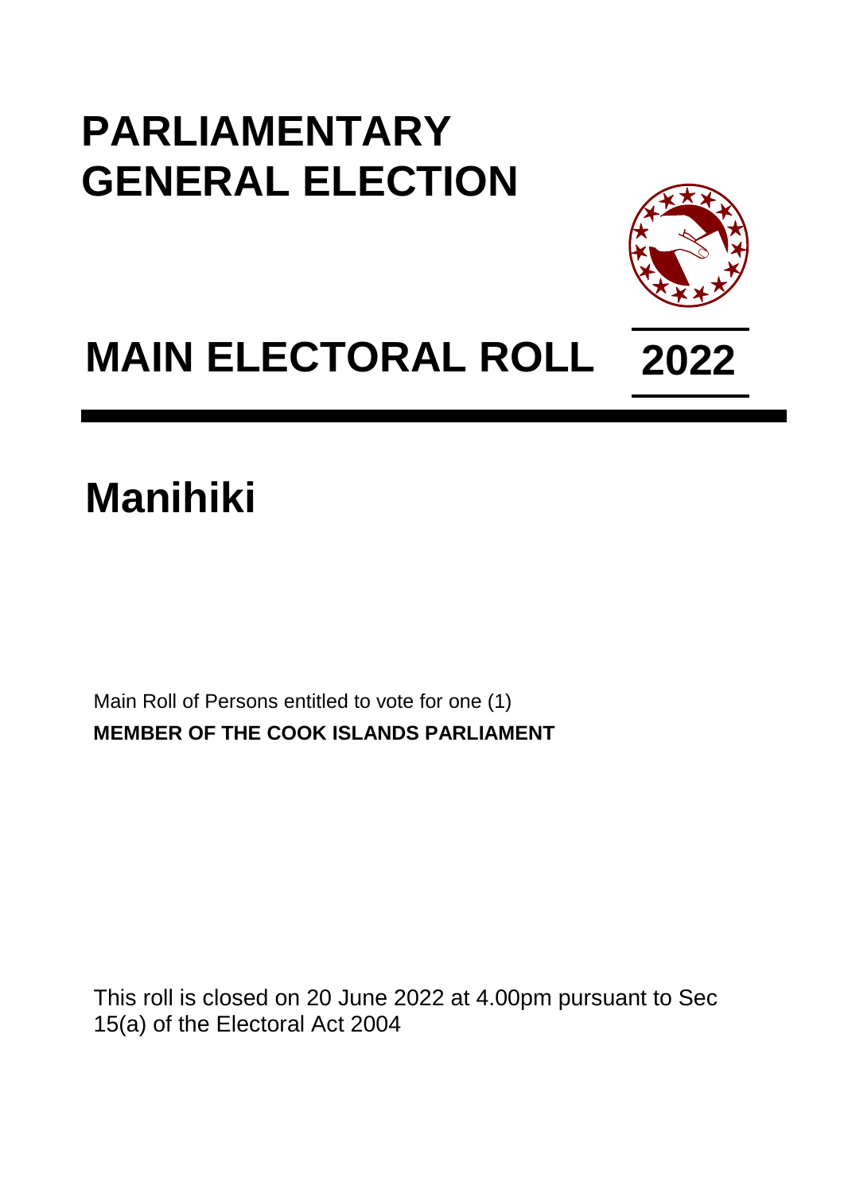# PARLIAMENTARY GENERAL ELECTION

# MAIN ELECTORAL ROLL 2022

# Manihiki

Main Roll of Persons entitled to vote for one (1)
**MEMBER OF THE COOK ISLANDS PARLIAMENT**

This roll is closed on 20 June 2022 at 4.00pm pursuant to Sec 15(a) of the Electoral Act 2004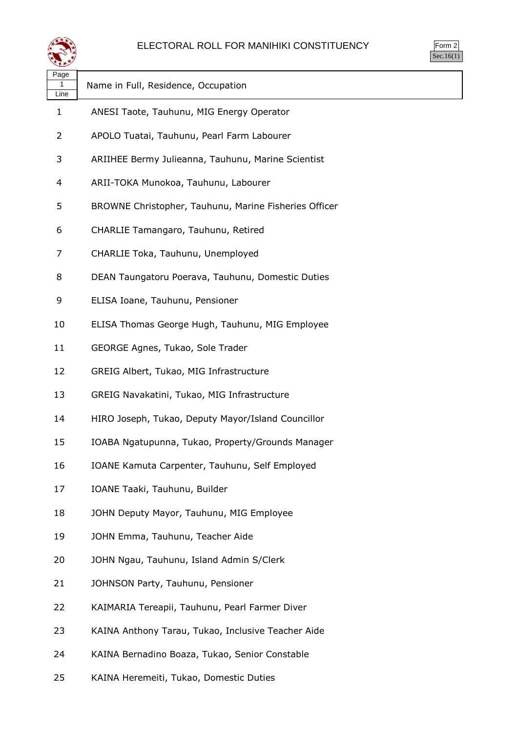# ELECTORAL ROLL FOR MANIHIKI CONSTITUENCY

Form 2
Sec.16(1)

| Page 1 Line | Name in Full, Residence, Occupation |
|---|---|
| 1 | ANESI Taote, Tauhunu, MIG Energy Operator |
| 2 | APOLO Tuatai, Tauhunu, Pearl Farm Labourer |
| 3 | ARIIHEE Bermy Julieanna, Tauhunu, Marine Scientist |
| 4 | ARII-TOKA Munokoa, Tauhunu, Labourer |
| 5 | BROWNE Christopher, Tauhunu, Marine Fisheries Officer |
| 6 | CHARLIE Tamangaro, Tauhunu, Retired |
| 7 | CHARLIE Toka, Tauhunu, Unemployed |
| 8 | DEAN Taungatoru Poerava, Tauhunu, Domestic Duties |
| 9 | ELISA Ioane, Tauhunu, Pensioner |
| 10 | ELISA Thomas George Hugh, Tauhunu, MIG Employee |
| 11 | GEORGE Agnes, Tukao, Sole Trader |
| 12 | GREIG Albert, Tukao, MIG Infrastructure |
| 13 | GREIG Navakatini, Tukao, MIG Infrastructure |
| 14 | HIRO Joseph, Tukao, Deputy Mayor/Island Councillor |
| 15 | IOABA Ngatupunna, Tukao, Property/Grounds Manager |
| 16 | IOANE Kamuta Carpenter, Tauhunu, Self Employed |
| 17 | IOANE Taaki, Tauhunu, Builder |
| 18 | JOHN Deputy Mayor, Tauhunu, MIG Employee |
| 19 | JOHN Emma, Tauhunu, Teacher Aide |
| 20 | JOHN Ngau, Tauhunu, Island Admin S/Clerk |
| 21 | JOHNSON Party, Tauhunu, Pensioner |
| 22 | KAIMARIA Tereapii, Tauhunu, Pearl Farmer Diver |
| 23 | KAINA Anthony Tarau, Tukao, Inclusive Teacher Aide |
| 24 | KAINA Bernadino Boaza, Tukao, Senior Constable |
| 25 | KAINA Heremeiti, Tukao, Domestic Duties |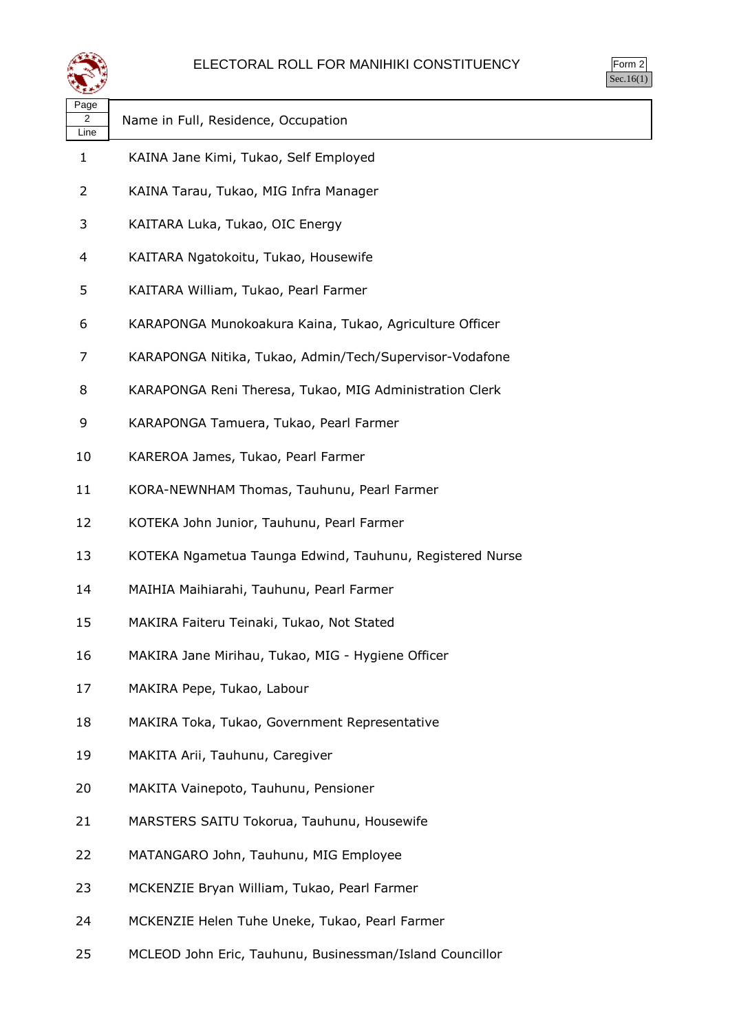# ELECTORAL ROLL FOR MANIHIKI CONSTITUENCY

Form 2
Sec.16(1)

| Page 2 Line | Name in Full, Residence, Occupation |
|---|---|
| 1 | KAINA Jane Kimi, Tukao, Self Employed |
| 2 | KAINA Tarau, Tukao, MIG Infra Manager |
| 3 | KAITARA Luka, Tukao, OIC Energy |
| 4 | KAITARA Ngatokoitu, Tukao, Housewife |
| 5 | KAITARA William, Tukao, Pearl Farmer |
| 6 | KARAPONGA Munokoakura Kaina, Tukao, Agriculture Officer |
| 7 | KARAPONGA Nitika, Tukao, Admin/Tech/Supervisor-Vodafone |
| 8 | KARAPONGA Reni Theresa, Tukao, MIG Administration Clerk |
| 9 | KARAPONGA Tamuera, Tukao, Pearl Farmer |
| 10 | KAREROA James, Tukao, Pearl Farmer |
| 11 | KORA-NEWNHAM Thomas, Tauhunu, Pearl Farmer |
| 12 | KOTEKA John Junior, Tauhunu, Pearl Farmer |
| 13 | KOTEKA Ngametua Taunga Edwind, Tauhunu, Registered Nurse |
| 14 | MAIHIA Maihiarahi, Tauhunu, Pearl Farmer |
| 15 | MAKIRA Faiteru Teinaki, Tukao, Not Stated |
| 16 | MAKIRA Jane Mirihau, Tukao, MIG - Hygiene Officer |
| 17 | MAKIRA Pepe, Tukao, Labour |
| 18 | MAKIRA Toka, Tukao, Government Representative |
| 19 | MAKITA Arii, Tauhunu, Caregiver |
| 20 | MAKITA Vainepoto, Tauhunu, Pensioner |
| 21 | MARSTERS SAITU Tokorua, Tauhunu, Housewife |
| 22 | MATANGARO John, Tauhunu, MIG Employee |
| 23 | MCKENZIE Bryan William, Tukao, Pearl Farmer |
| 24 | MCKENZIE Helen Tuhe Uneke, Tukao, Pearl Farmer |
| 25 | MCLEOD John Eric, Tauhunu, Businessman/Island Councillor |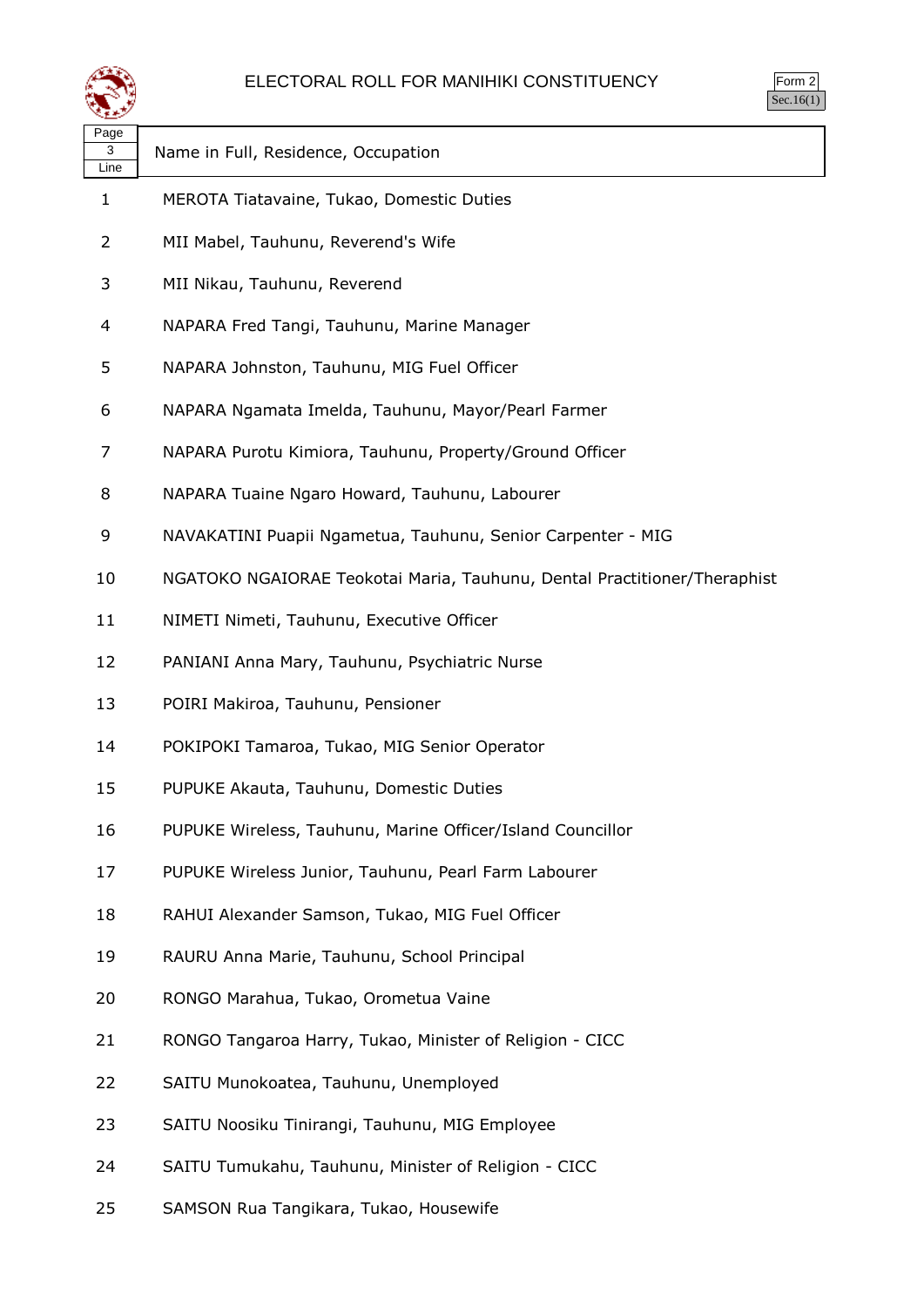# ELECTORAL ROLL FOR MANIHIKI CONSTITUENCY

Form 2
Sec.16(1)

| Page 3 Line | Name in Full, Residence, Occupation |
|---|---|
| 1 | MEROTA Tiatavaine, Tukao, Domestic Duties |
| 2 | MII Mabel, Tauhunu, Reverend's Wife |
| 3 | MII Nikau, Tauhunu, Reverend |
| 4 | NAPARA Fred Tangi, Tauhunu, Marine Manager |
| 5 | NAPARA Johnston, Tauhunu, MIG Fuel Officer |
| 6 | NAPARA Ngamata Imelda, Tauhunu, Mayor/Pearl Farmer |
| 7 | NAPARA Purotu Kimiora, Tauhunu, Property/Ground Officer |
| 8 | NAPARA Tuaine Ngaro Howard, Tauhunu, Labourer |
| 9 | NAVAKATINI Puapii Ngametua, Tauhunu, Senior Carpenter - MIG |
| 10 | NGATOKO NGAIORAE Teokotai Maria, Tauhunu, Dental Practitioner/Theraphist |
| 11 | NIMETI Nimeti, Tauhunu, Executive Officer |
| 12 | PANIANI Anna Mary, Tauhunu, Psychiatric Nurse |
| 13 | POIRI Makiroa, Tauhunu, Pensioner |
| 14 | POKIPOKI Tamaroa, Tukao, MIG Senior Operator |
| 15 | PUPUKE Akauta, Tauhunu, Domestic Duties |
| 16 | PUPUKE Wireless, Tauhunu, Marine Officer/Island Councillor |
| 17 | PUPUKE Wireless Junior, Tauhunu, Pearl Farm Labourer |
| 18 | RAHUI Alexander Samson, Tukao, MIG Fuel Officer |
| 19 | RAURU Anna Marie, Tauhunu, School Principal |
| 20 | RONGO Marahua, Tukao, Orometua Vaine |
| 21 | RONGO Tangaroa Harry, Tukao, Minister of Religion - CICC |
| 22 | SAITU Munokoatea, Tauhunu, Unemployed |
| 23 | SAITU Noosiku Tinirangi, Tauhunu, MIG Employee |
| 24 | SAITU Tumukahu, Tauhunu, Minister of Religion - CICC |
| 25 | SAMSON Rua Tangikara, Tukao, Housewife |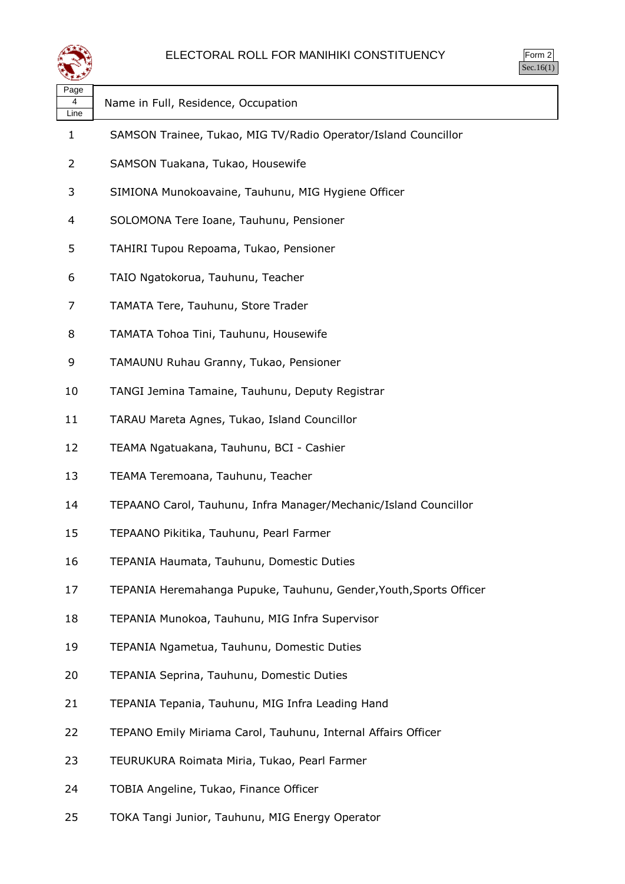# ELECTORAL ROLL FOR MANIHIKI CONSTITUENCY

Form 2
Sec.16(1)

| Page 4 Line | Name in Full, Residence, Occupation |
|---|---|
| 1 | SAMSON Trainee, Tukao, MIG TV/Radio Operator/Island Councillor |
| 2 | SAMSON Tuakana, Tukao, Housewife |
| 3 | SIMIONA Munokoavaine, Tauhunu, MIG Hygiene Officer |
| 4 | SOLOMONA Tere Ioane, Tauhunu, Pensioner |
| 5 | TAHIRI Tupou Repoama, Tukao, Pensioner |
| 6 | TAIO Ngatokorua, Tauhunu, Teacher |
| 7 | TAMATA Tere, Tauhunu, Store Trader |
| 8 | TAMATA Tohoa Tini, Tauhunu, Housewife |
| 9 | TAMAUNU Ruhau Granny, Tukao, Pensioner |
| 10 | TANGI Jemina Tamaine, Tauhunu, Deputy Registrar |
| 11 | TARAU Mareta Agnes, Tukao, Island Councillor |
| 12 | TEAMA Ngatuakana, Tauhunu, BCI - Cashier |
| 13 | TEAMA Teremoana, Tauhunu, Teacher |
| 14 | TEPAANO Carol, Tauhunu, Infra Manager/Mechanic/Island Councillor |
| 15 | TEPAANO Pikitika, Tauhunu, Pearl Farmer |
| 16 | TEPANIA Haumata, Tauhunu, Domestic Duties |
| 17 | TEPANIA Heremahanga Pupuke, Tauhunu, Gender,Youth,Sports Officer |
| 18 | TEPANIA Munokoa, Tauhunu, MIG Infra Supervisor |
| 19 | TEPANIA Ngametua, Tauhunu, Domestic Duties |
| 20 | TEPANIA Seprina, Tauhunu, Domestic Duties |
| 21 | TEPANIA Tepania, Tauhunu, MIG Infra Leading Hand |
| 22 | TEPANO Emily Miriama Carol, Tauhunu, Internal Affairs Officer |
| 23 | TEURUKURA Roimata Miria, Tukao, Pearl Farmer |
| 24 | TOBIA Angeline, Tukao, Finance Officer |
| 25 | TOKA Tangi Junior, Tauhunu, MIG Energy Operator |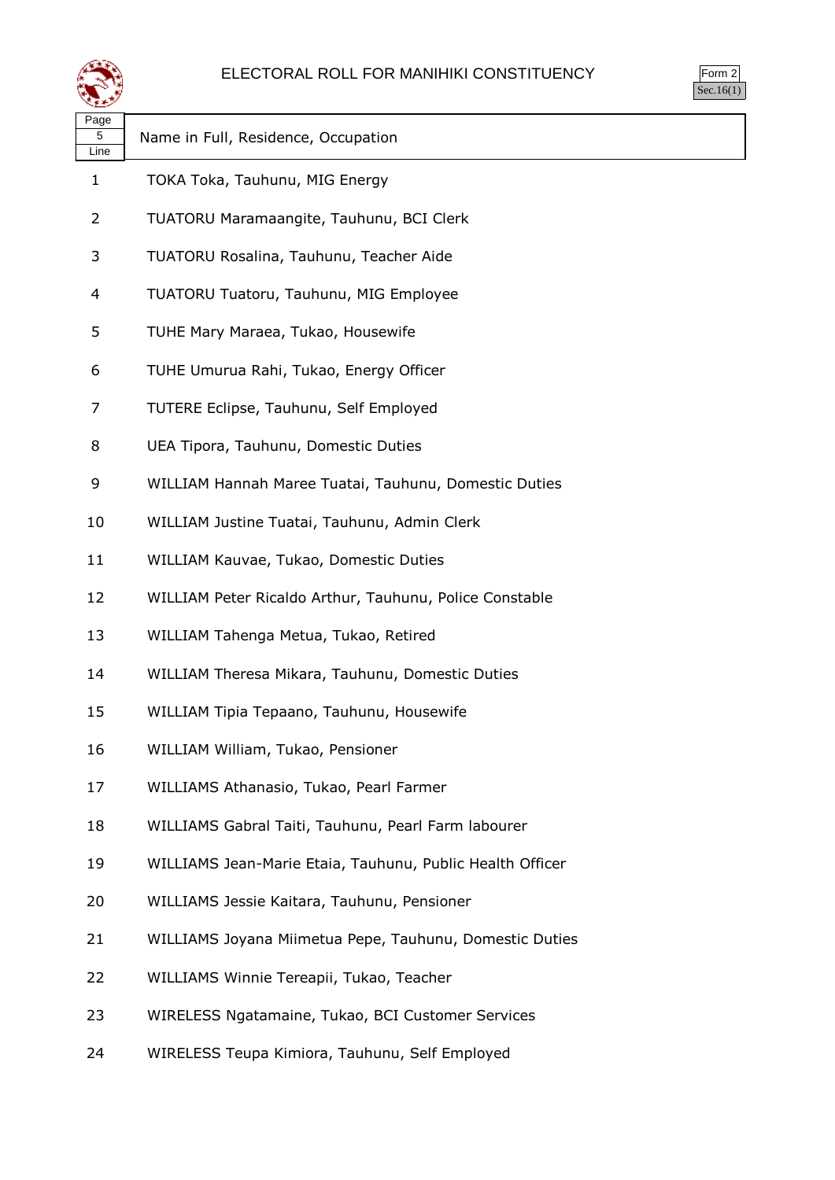# ELECTORAL ROLL FOR MANIHIKI CONSTITUENCY

Form 2
Sec.16(1)

| Page 5 Line | Name in Full, Residence, Occupation |
|---|---|
| 1 | TOKA Toka, Tauhunu, MIG Energy |
| 2 | TUATORU Maramaangite, Tauhunu, BCI Clerk |
| 3 | TUATORU Rosalina, Tauhunu, Teacher Aide |
| 4 | TUATORU Tuatoru, Tauhunu, MIG Employee |
| 5 | TUHE Mary Maraea, Tukao, Housewife |
| 6 | TUHE Umurua Rahi, Tukao, Energy Officer |
| 7 | TUTERE Eclipse, Tauhunu, Self Employed |
| 8 | UEA Tipora, Tauhunu, Domestic Duties |
| 9 | WILLIAM Hannah Maree Tuatai, Tauhunu, Domestic Duties |
| 10 | WILLIAM Justine Tuatai, Tauhunu, Admin Clerk |
| 11 | WILLIAM Kauvae, Tukao, Domestic Duties |
| 12 | WILLIAM Peter Ricaldo Arthur, Tauhunu, Police Constable |
| 13 | WILLIAM Tahenga Metua, Tukao, Retired |
| 14 | WILLIAM Theresa Mikara, Tauhunu, Domestic Duties |
| 15 | WILLIAM Tipia Tepaano, Tauhunu, Housewife |
| 16 | WILLIAM William, Tukao, Pensioner |
| 17 | WILLIAMS Athanasio, Tukao, Pearl Farmer |
| 18 | WILLIAMS Gabral Taiti, Tauhunu, Pearl Farm labourer |
| 19 | WILLIAMS Jean-Marie Etaia, Tauhunu, Public Health Officer |
| 20 | WILLIAMS Jessie Kaitara, Tauhunu, Pensioner |
| 21 | WILLIAMS Joyana Miimetua Pepe, Tauhunu, Domestic Duties |
| 22 | WILLIAMS Winnie Tereapii, Tukao, Teacher |
| 23 | WIRELESS Ngatamaine, Tukao, BCI Customer Services |
| 24 | WIRELESS Teupa Kimiora, Tauhunu, Self Employed |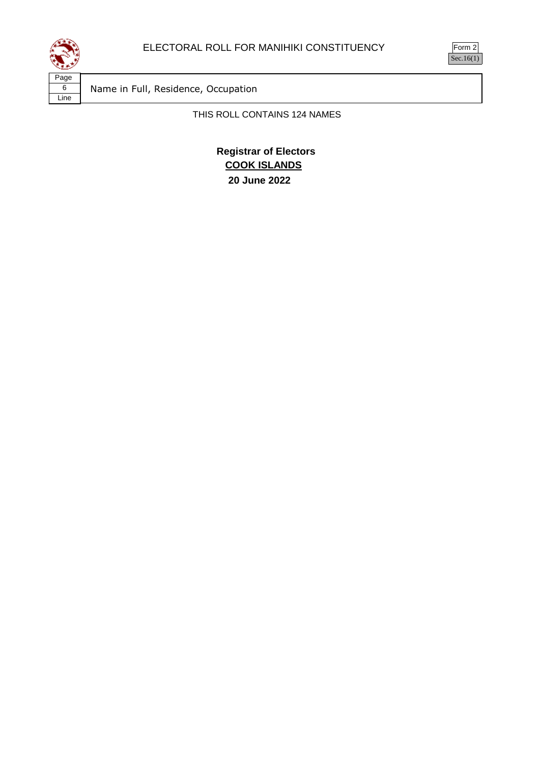# ELECTORAL ROLL FOR MANIHIKI CONSTITUENCY

Form 2
Sec.16(1)

| Page 6 Line | Name in Full, Residence, Occupation |
| --- | --- |

THIS ROLL CONTAINS 124 NAMES

**Registrar of Electors**
**COOK ISLANDS**
**20 June 2022**